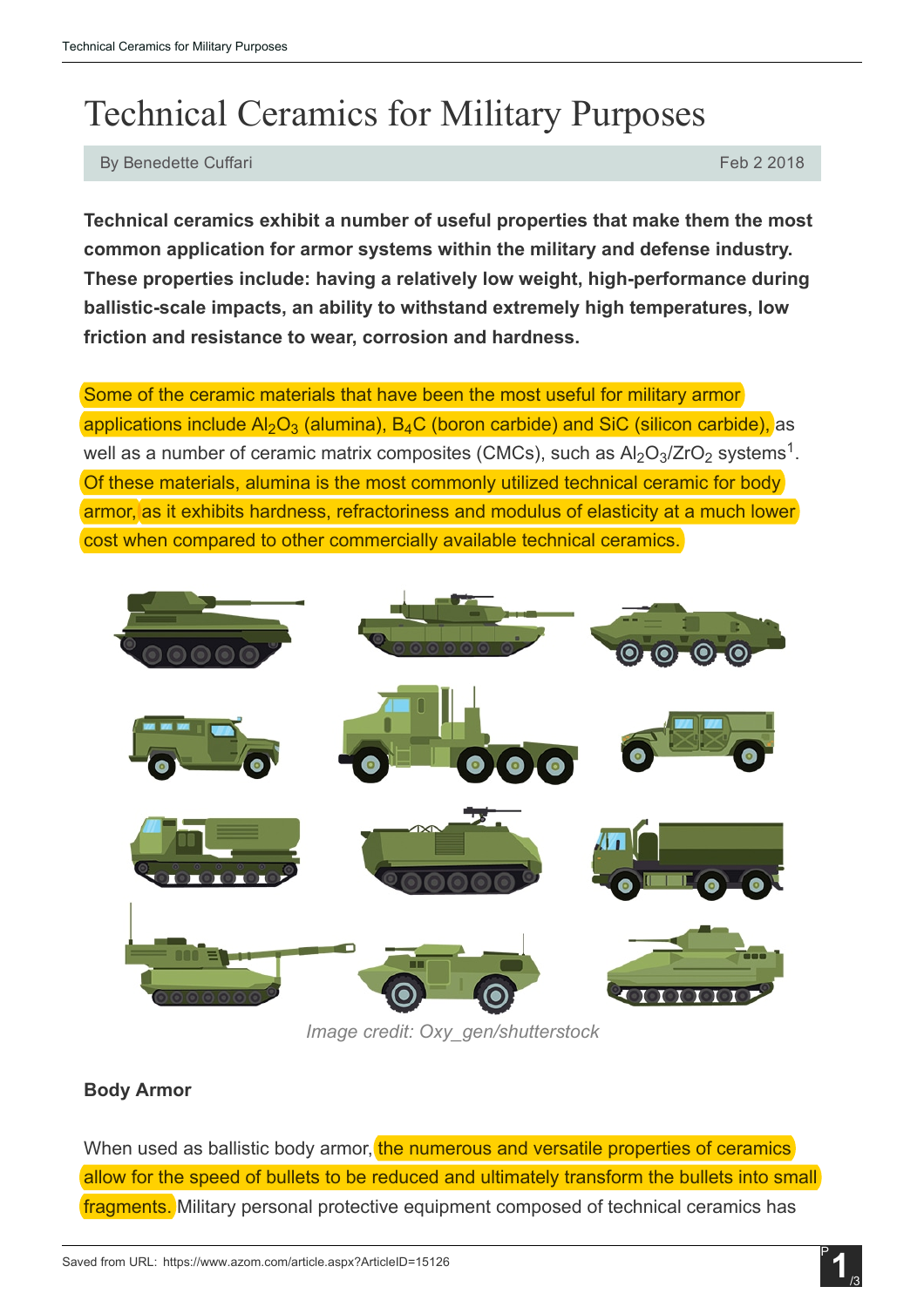# Technical Ceramics for Military Purposes

By Benedette Cuffari — Feb 2 2018

**Technical ceramics exhibit a number of useful properties that make them the most common application for armor systems within the military and defense industry. These properties include: having a relatively low weight, high-performance during ballistic-scale impacts, an ability to withstand extremely high temperatures, low friction and resistance to wear, corrosion and hardness.**

Some of the ceramic materials that have been the most useful for military armor applications include $Al_2O_3$ (alumina), $B_4C$ (boron carbide) and SiC (silicon carbide), as well as a number of ceramic matrix composites (CMCs), such as $Al_2O_3/ZrO_2$ systems[1]. Of these materials, alumina is the most commonly utilized technical ceramic for body armor, as it exhibits hardness, refractoriness and modulus of elasticity at a much lower cost when compared to other commercially available technical ceramics.

*Image credit: Oxy_gen/shutterstock*

### Body Armor

When used as ballistic body armor, the numerous and versatile properties of ceramics allow for the speed of bullets to be reduced and ultimately transform the bullets into small fragments. Military personal protective equipment composed of technical ceramics has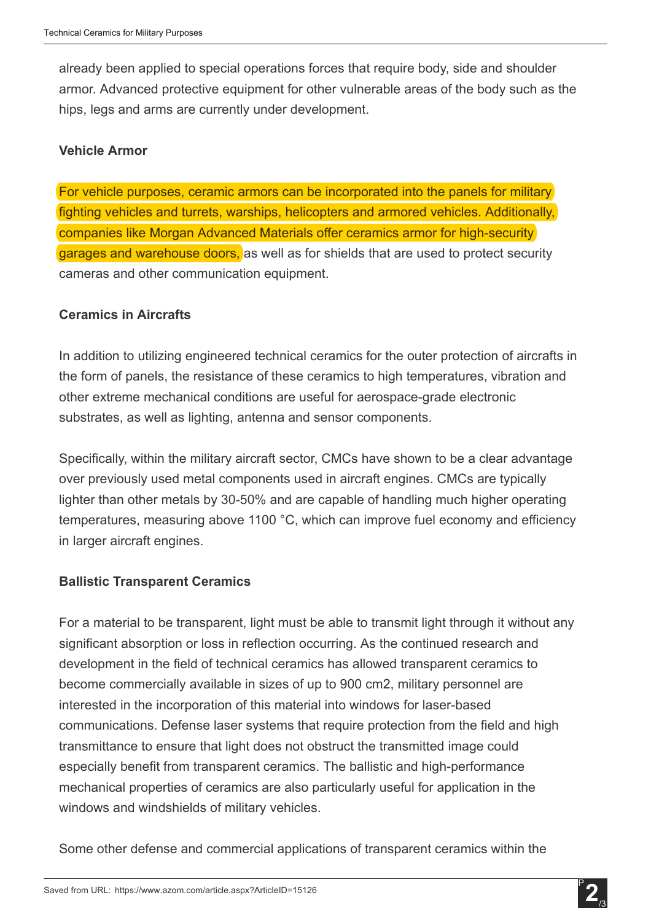already been applied to special operations forces that require body, side and shoulder armor. Advanced protective equipment for other vulnerable areas of the body such as the hips, legs and arms are currently under development.

**Vehicle Armor**

For vehicle purposes, ceramic armors can be incorporated into the panels for military fighting vehicles and turrets, warships, helicopters and armored vehicles. Additionally, companies like Morgan Advanced Materials offer ceramics armor for high-security garages and warehouse doors, as well as for shields that are used to protect security cameras and other communication equipment.

**Ceramics in Aircrafts**

In addition to utilizing engineered technical ceramics for the outer protection of aircrafts in the form of panels, the resistance of these ceramics to high temperatures, vibration and other extreme mechanical conditions are useful for aerospace-grade electronic substrates, as well as lighting, antenna and sensor components.

Specifically, within the military aircraft sector, CMCs have shown to be a clear advantage over previously used metal components used in aircraft engines. CMCs are typically lighter than other metals by 30-50% and are capable of handling much higher operating temperatures, measuring above 1100 °C, which can improve fuel economy and efficiency in larger aircraft engines.

**Ballistic Transparent Ceramics**

For a material to be transparent, light must be able to transmit light through it without any significant absorption or loss in reflection occurring. As the continued research and development in the field of technical ceramics has allowed transparent ceramics to become commercially available in sizes of up to 900 cm2, military personnel are interested in the incorporation of this material into windows for laser-based communications. Defense laser systems that require protection from the field and high transmittance to ensure that light does not obstruct the transmitted image could especially benefit from transparent ceramics. The ballistic and high-performance mechanical properties of ceramics are also particularly useful for application in the windows and windshields of military vehicles.

Some other defense and commercial applications of transparent ceramics within the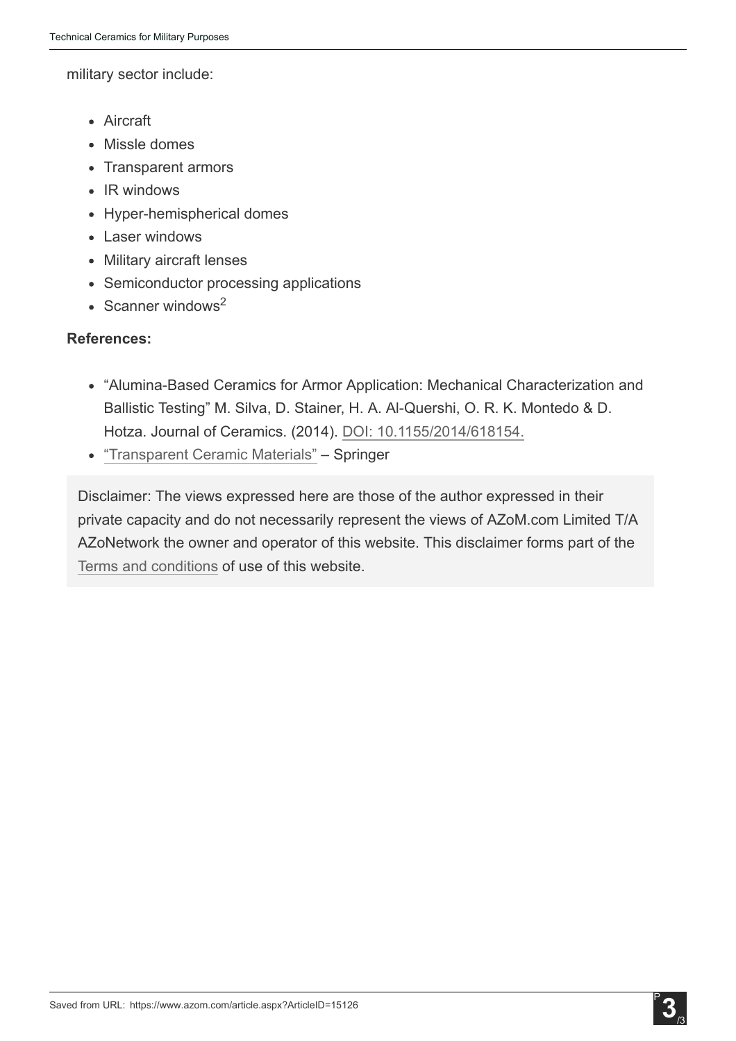military sector include:

- Aircraft
- Missle domes
- Transparent armors
- IR windows
- Hyper-hemispherical domes
- Laser windows
- Military aircraft lenses
- Semiconductor processing applications
- Scanner windows[2]

**References:**

- "Alumina-Based Ceramics for Armor Application: Mechanical Characterization and Ballistic Testing" M. Silva, D. Stainer, H. A. Al-Quershi, O. R. K. Montedo & D. Hotza. Journal of Ceramics. (2014). DOI: 10.1155/2014/618154.
- "Transparent Ceramic Materials" – Springer

Disclaimer: The views expressed here are those of the author expressed in their private capacity and do not necessarily represent the views of AZoM.com Limited T/A AZoNetwork the owner and operator of this website. This disclaimer forms part of the Terms and conditions of use of this website.

Saved from URL: https://www.azom.com/article.aspx?ArticleID=15126